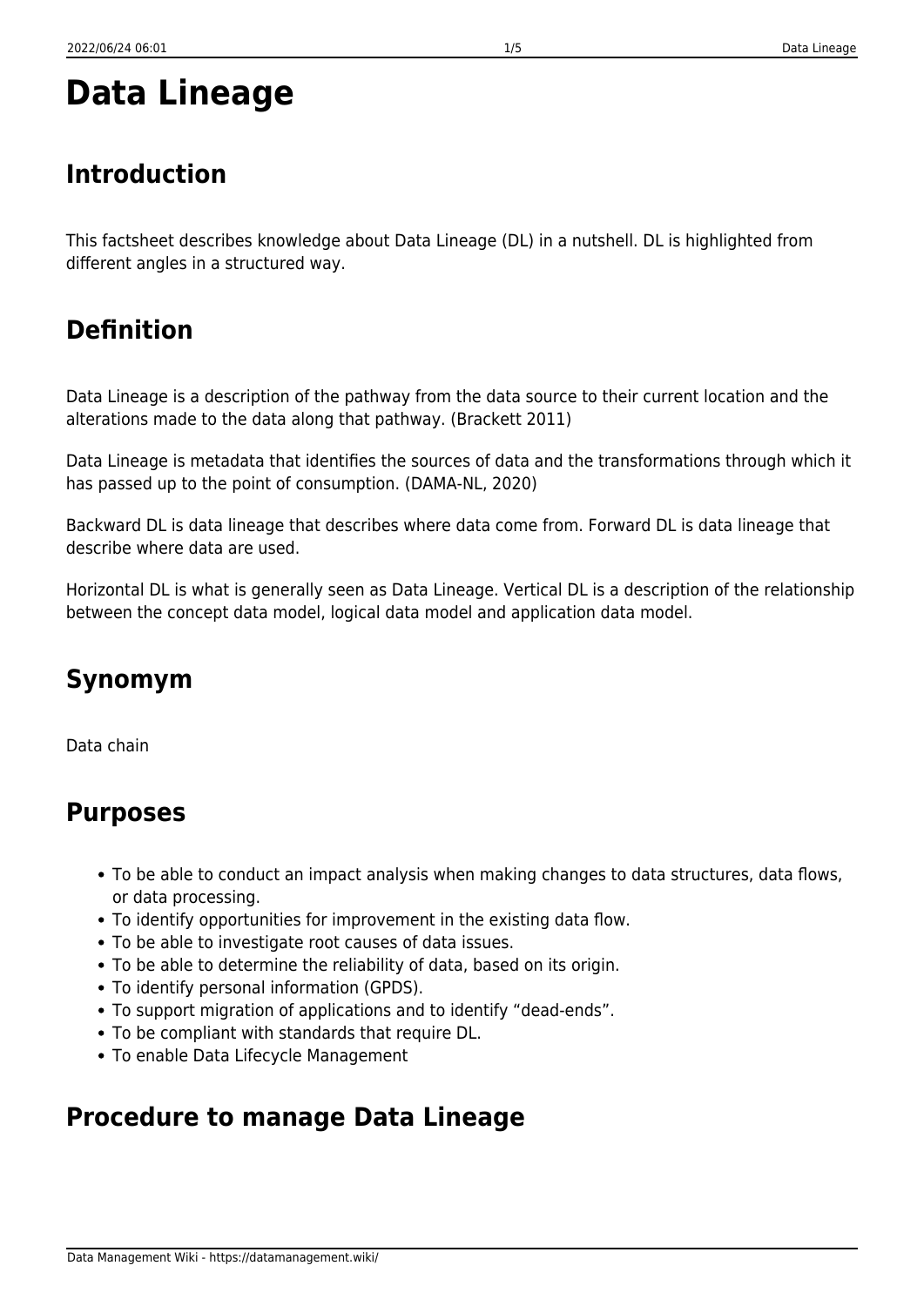# Data Lineage

## Introduction

This factsheet describes knowledge about Data Lineage (DL) in a nutshell. DL is highlighted from different angles in a structured way.

## Definition

Data Lineage is a description of the pathway from the data source to their current location and the alterations made to the data along that pathway. (Brackett 2011)

Data Lineage is metadata that identifies the sources of data and the transformations through which it has passed up to the point of consumption. (DAMA-NL, 2020)

Backward DL is data lineage that describes where data come from. Forward DL is data lineage that describe where data are used.

Horizontal DL is what is generally seen as Data Lineage. Vertical DL is a description of the relationship between the concept data model, logical data model and application data model.

## Synomym

Data chain

## Purposes

- To be able to conduct an impact analysis when making changes to data structures, data flows, or data processing.
- To identify opportunities for improvement in the existing data flow.
- To be able to investigate root causes of data issues.
- To be able to determine the reliability of data, based on its origin.
- To identify personal information (GPDS).
- To support migration of applications and to identify "dead-ends".
- To be compliant with standards that require DL.
- To enable Data Lifecycle Management

## Procedure to manage Data Lineage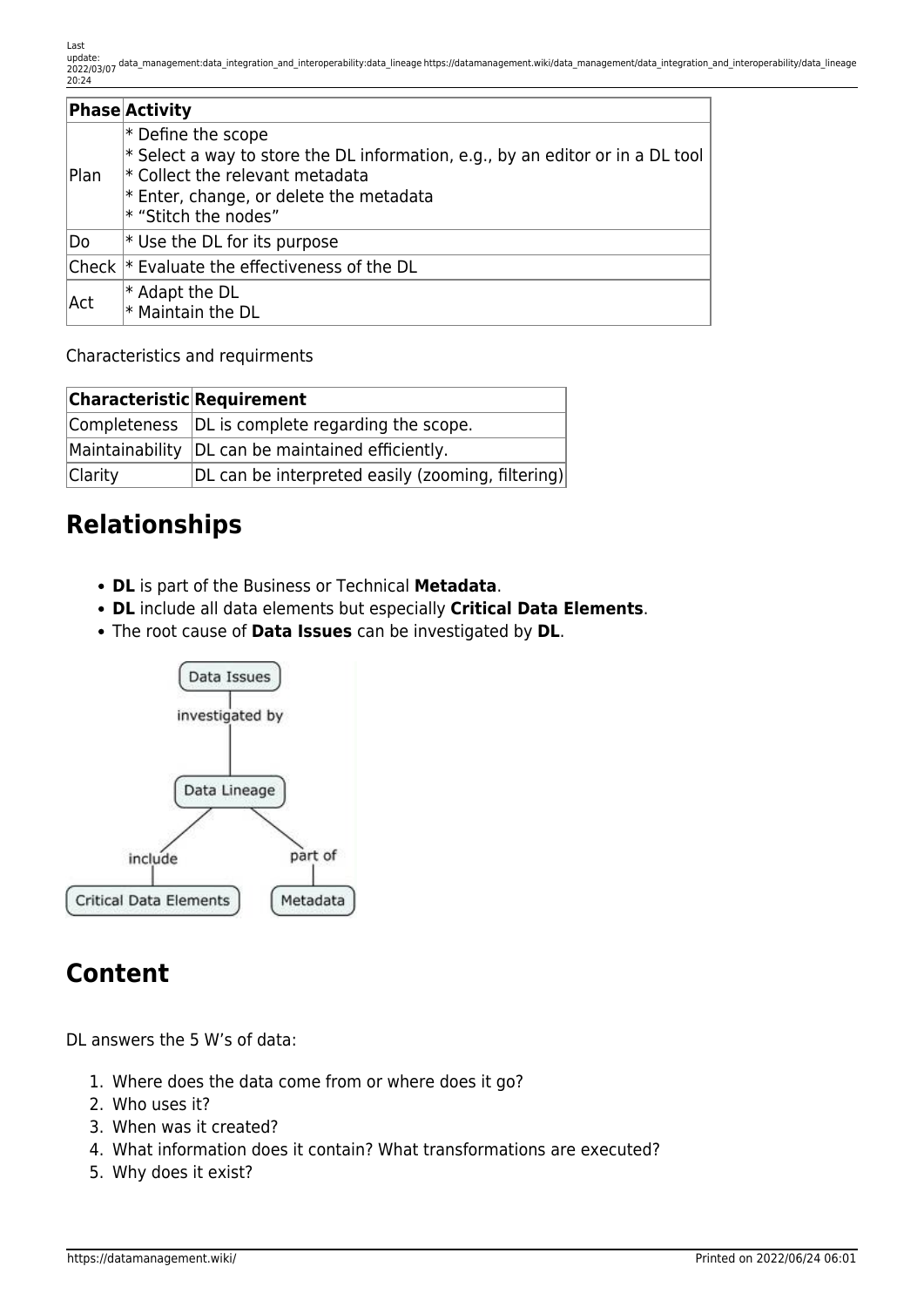| Phase | Activity |
|---|---|
| Plan | * Define the scope<br>* Select a way to store the DL information, e.g., by an editor or in a DL tool<br>* Collect the relevant metadata<br>* Enter, change, or delete the metadata<br>* "Stitch the nodes" |
| Do | * Use the DL for its purpose |
| Check | * Evaluate the effectiveness of the DL |
| Act | * Adapt the DL<br>* Maintain the DL |

Characteristics and requirments

| Characteristic | Requirement |
|---|---|
| Completeness | DL is complete regarding the scope. |
| Maintainability | DL can be maintained efficiently. |
| Clarity | DL can be interpreted easily (zooming, filtering) |

## Relationships

- **DL** is part of the Business or Technical **Metadata**.
- **DL** include all data elements but especially **Critical Data Elements**.
- The root cause of **Data Issues** can be investigated by **DL**.

## Content

DL answers the 5 W's of data:

1. Where does the data come from or where does it go?
2. Who uses it?
3. When was it created?
4. What information does it contain? What transformations are executed?
5. Why does it exist?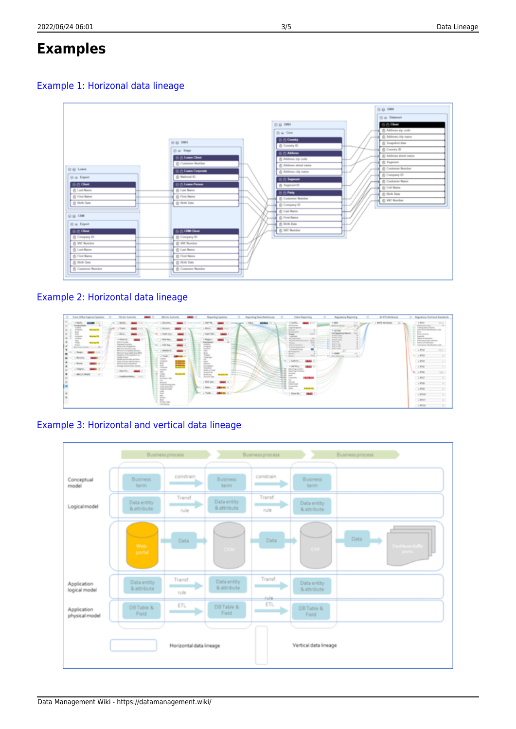# Examples

## Example 1: Horizonal data lineage

## Example 2: Horizontal data lineage

## Example 3: Horizontal and vertical data lineage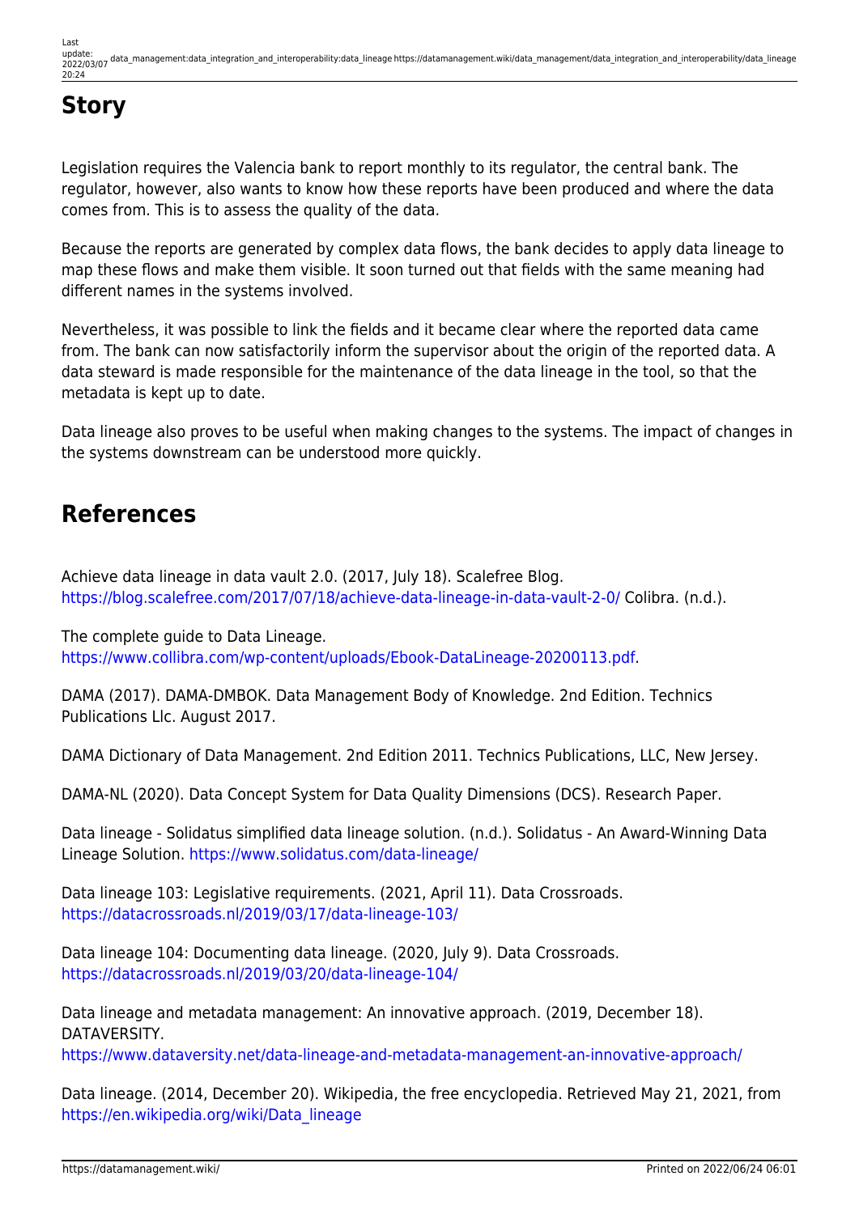# Story

Legislation requires the Valencia bank to report monthly to its regulator, the central bank. The regulator, however, also wants to know how these reports have been produced and where the data comes from. This is to assess the quality of the data.

Because the reports are generated by complex data flows, the bank decides to apply data lineage to map these flows and make them visible. It soon turned out that fields with the same meaning had different names in the systems involved.

Nevertheless, it was possible to link the fields and it became clear where the reported data came from. The bank can now satisfactorily inform the supervisor about the origin of the reported data. A data steward is made responsible for the maintenance of the data lineage in the tool, so that the metadata is kept up to date.

Data lineage also proves to be useful when making changes to the systems. The impact of changes in the systems downstream can be understood more quickly.

# References

Achieve data lineage in data vault 2.0. (2017, July 18). Scalefree Blog. https://blog.scalefree.com/2017/07/18/achieve-data-lineage-in-data-vault-2-0/ Colibra. (n.d.).

The complete guide to Data Lineage. https://www.collibra.com/wp-content/uploads/Ebook-DataLineage-20200113.pdf.

DAMA (2017). DAMA-DMBOK. Data Management Body of Knowledge. 2nd Edition. Technics Publications Llc. August 2017.

DAMA Dictionary of Data Management. 2nd Edition 2011. Technics Publications, LLC, New Jersey.

DAMA-NL (2020). Data Concept System for Data Quality Dimensions (DCS). Research Paper.

Data lineage - Solidatus simplified data lineage solution. (n.d.). Solidatus - An Award-Winning Data Lineage Solution. https://www.solidatus.com/data-lineage/

Data lineage 103: Legislative requirements. (2021, April 11). Data Crossroads. https://datacrossroads.nl/2019/03/17/data-lineage-103/

Data lineage 104: Documenting data lineage. (2020, July 9). Data Crossroads. https://datacrossroads.nl/2019/03/20/data-lineage-104/

Data lineage and metadata management: An innovative approach. (2019, December 18). DATAVERSITY. https://www.dataversity.net/data-lineage-and-metadata-management-an-innovative-approach/

Data lineage. (2014, December 20). Wikipedia, the free encyclopedia. Retrieved May 21, 2021, from https://en.wikipedia.org/wiki/Data_lineage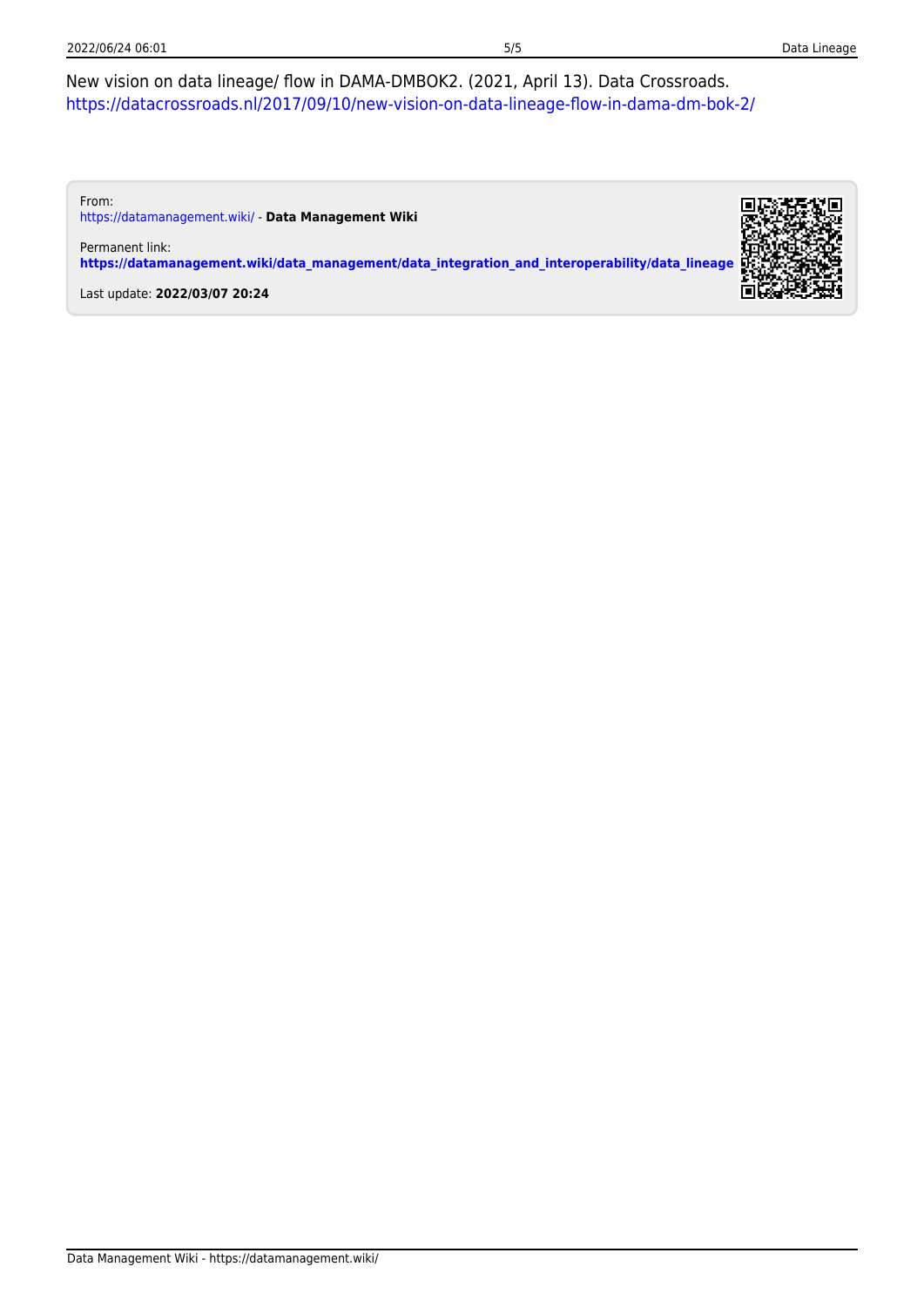New vision on data lineage/ flow in DAMA-DMBOK2. (2021, April 13). Data Crossroads. https://datacrossroads.nl/2017/09/10/new-vision-on-data-lineage-flow-in-dama-dm-bok-2/

From:
https://datamanagement.wiki/ - **Data Management Wiki**

Permanent link:
**https://datamanagement.wiki/data_management/data_integration_and_interoperability/data_lineage**

Last update: **2022/03/07 20:24**